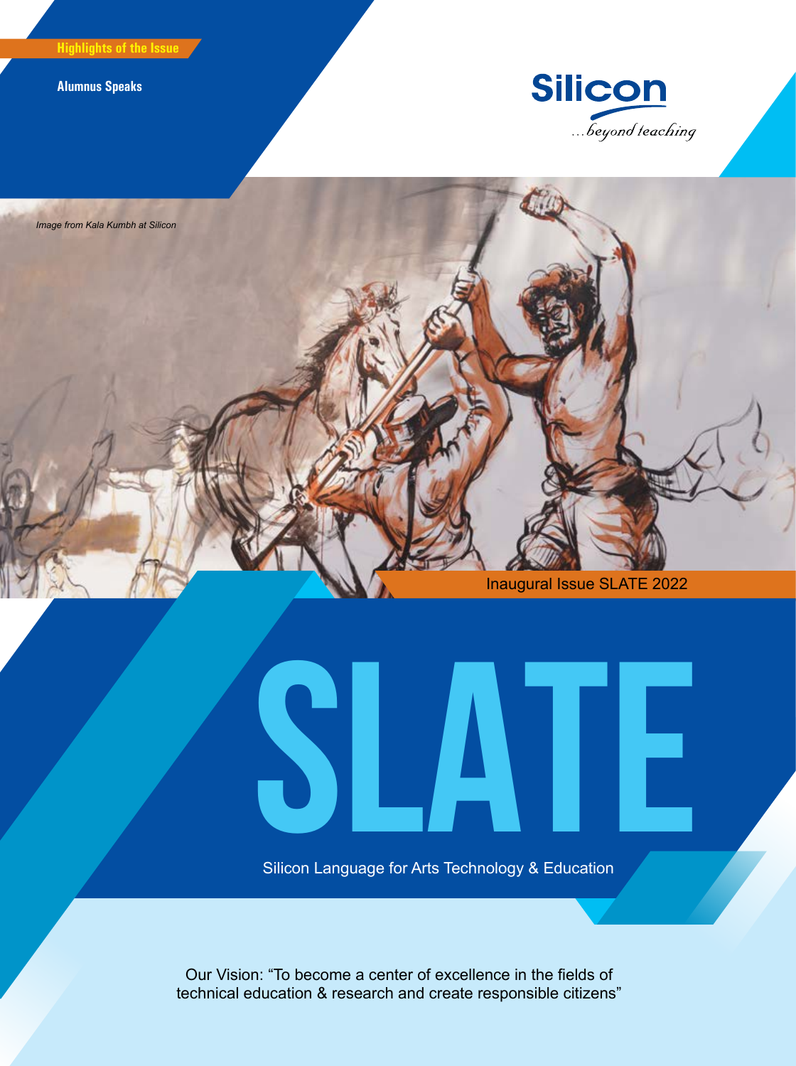**Highlights of the Issue**

**Alumnus Speaks**

Silicon

...beyond teaching

*Image from Kala Kumbh at Silicon*

Inaugural Issue SLATE 2022

# SLATE

Silicon Language for Arts Technology & Education

Our Vision: "To become a center of excellence in the fields of technical education & research and create responsible citizens"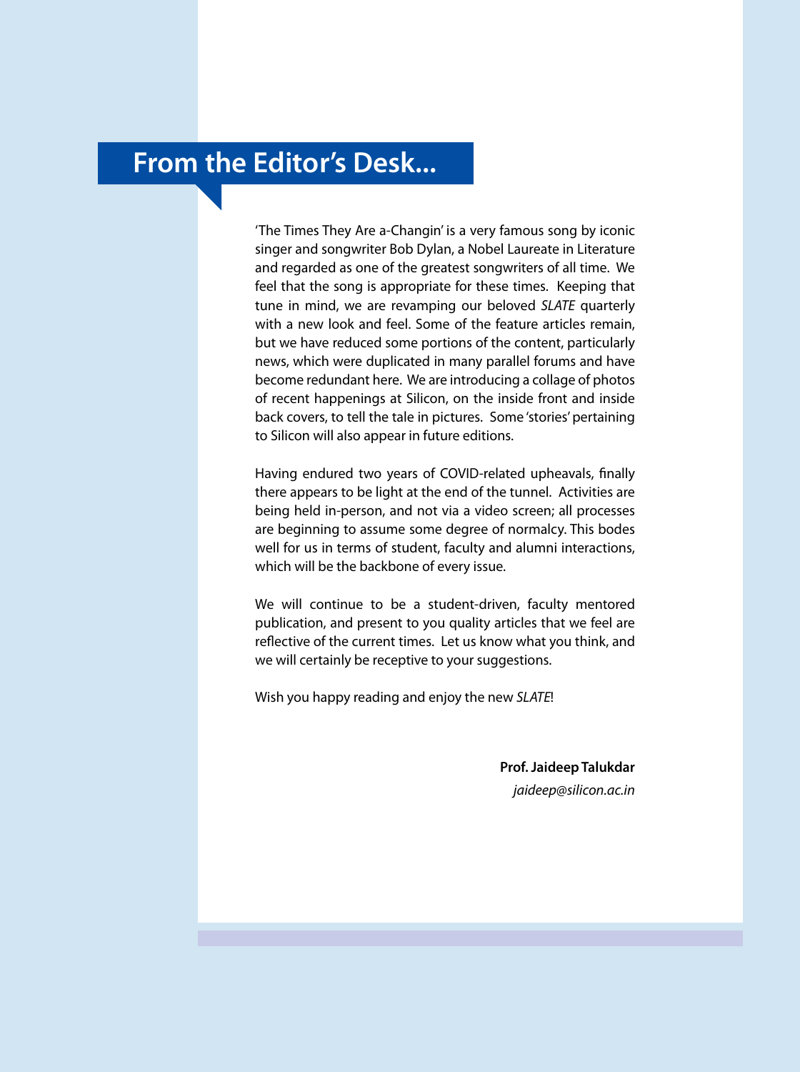## From the Editor's Desk...

'The Times They Are a-Changin' is a very famous song by iconic singer and songwriter Bob Dylan, a Nobel Laureate in Literature and regarded as one of the greatest songwriters of all time. We feel that the song is appropriate for these times. Keeping that tune in mind, we are revamping our beloved *SLATE* quarterly with a new look and feel. Some of the feature articles remain, but we have reduced some portions of the content, particularly news, which were duplicated in many parallel forums and have become redundant here. We are introducing a collage of photos of recent happenings at Silicon, on the inside front and inside back covers, to tell the tale in pictures. Some 'stories' pertaining to Silicon will also appear in future editions.

Having endured two years of COVID-related upheavals, finally there appears to be light at the end of the tunnel. Activities are being held in-person, and not via a video screen; all processes are beginning to assume some degree of normalcy. This bodes well for us in terms of student, faculty and alumni interactions, which will be the backbone of every issue.

We will continue to be a student-driven, faculty mentored publication, and present to you quality articles that we feel are reflective of the current times. Let us know what you think, and we will certainly be receptive to your suggestions.

Wish you happy reading and enjoy the new *SLATE*!

**Prof. Jaideep Talukdar**
*jaideep@silicon.ac.in*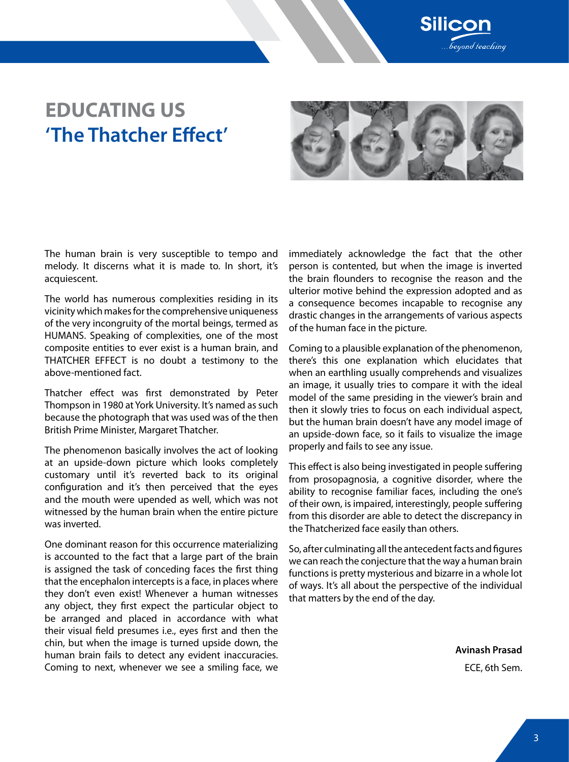# EDUCATING US
## 'The Thatcher Effect'

The human brain is very susceptible to tempo and melody. It discerns what it is made to. In short, it's acquiescent.

The world has numerous complexities residing in its vicinity which makes for the comprehensive uniqueness of the very incongruity of the mortal beings, termed as HUMANS. Speaking of complexities, one of the most composite entities to ever exist is a human brain, and THATCHER EFFECT is no doubt a testimony to the above-mentioned fact.

Thatcher effect was first demonstrated by Peter Thompson in 1980 at York University. It's named as such because the photograph that was used was of the then British Prime Minister, Margaret Thatcher.

The phenomenon basically involves the act of looking at an upside-down picture which looks completely customary until it's reverted back to its original configuration and it's then perceived that the eyes and the mouth were upended as well, which was not witnessed by the human brain when the entire picture was inverted.

One dominant reason for this occurrence materializing is accounted to the fact that a large part of the brain is assigned the task of conceding faces the first thing that the encephalon intercepts is a face, in places where they don't even exist! Whenever a human witnesses any object, they first expect the particular object to be arranged and placed in accordance with what their visual field presumes i.e., eyes first and then the chin, but when the image is turned upside down, the human brain fails to detect any evident inaccuracies. Coming to next, whenever we see a smiling face, we immediately acknowledge the fact that the other person is contented, but when the image is inverted the brain flounders to recognise the reason and the ulterior motive behind the expression adopted and as a consequence becomes incapable to recognise any drastic changes in the arrangements of various aspects of the human face in the picture.

Coming to a plausible explanation of the phenomenon, there's this one explanation which elucidates that when an earthling usually comprehends and visualizes an image, it usually tries to compare it with the ideal model of the same presiding in the viewer's brain and then it slowly tries to focus on each individual aspect, but the human brain doesn't have any model image of an upside-down face, so it fails to visualize the image properly and fails to see any issue.

This effect is also being investigated in people suffering from prosopagnosia, a cognitive disorder, where the ability to recognise familiar faces, including the one's of their own, is impaired, interestingly, people suffering from this disorder are able to detect the discrepancy in the Thatcherized face easily than others.

So, after culminating all the antecedent facts and figures we can reach the conjecture that the way a human brain functions is pretty mysterious and bizarre in a whole lot of ways. It's all about the perspective of the individual that matters by the end of the day.

**Avinash Prasad**
ECE, 6th Sem.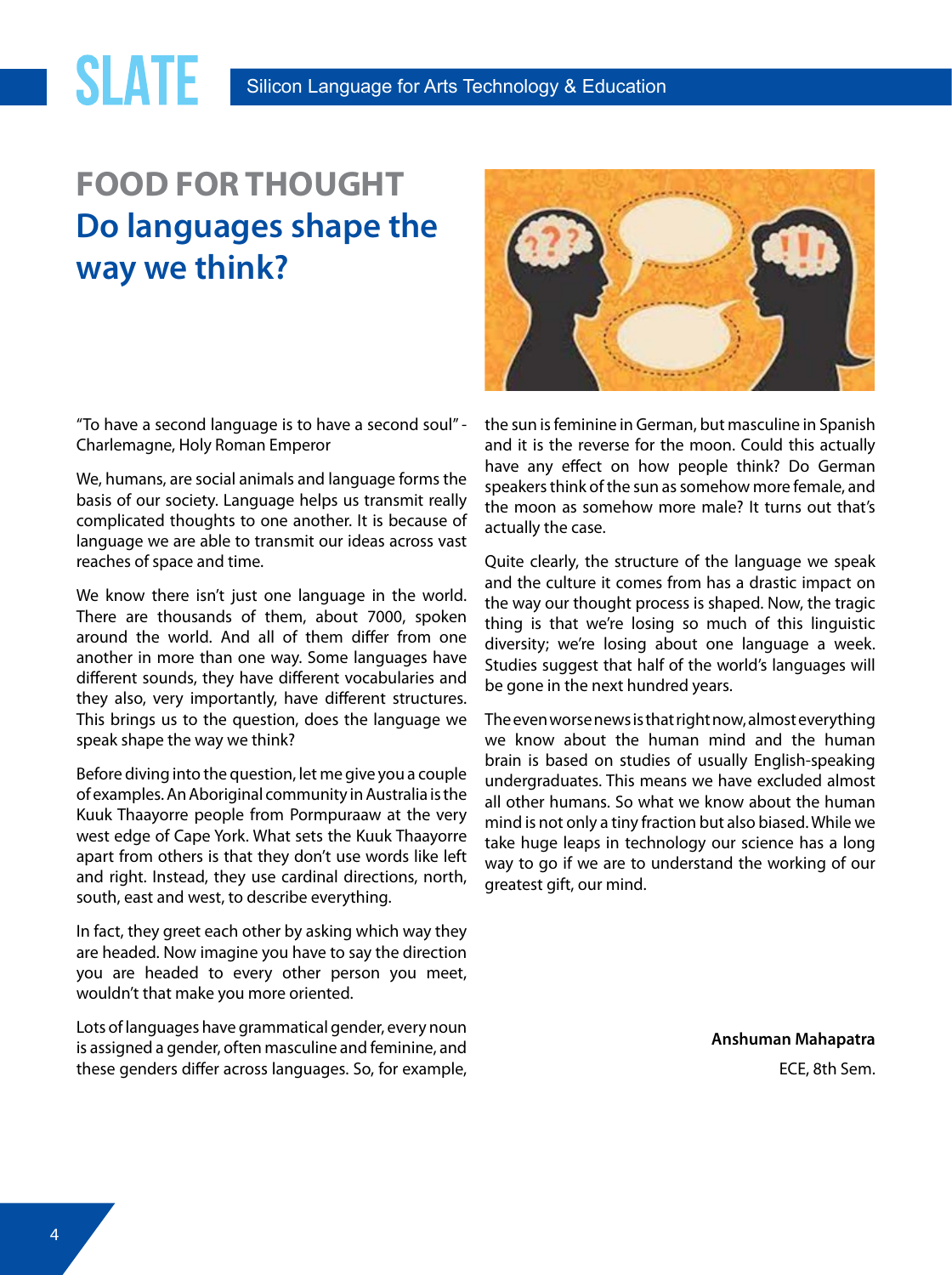## FOOD FOR THOUGHT

# Do languages shape the way we think?

"To have a second language is to have a second soul" - Charlemagne, Holy Roman Emperor

We, humans, are social animals and language forms the basis of our society. Language helps us transmit really complicated thoughts to one another. It is because of language we are able to transmit our ideas across vast reaches of space and time.

We know there isn't just one language in the world. There are thousands of them, about 7000, spoken around the world. And all of them differ from one another in more than one way. Some languages have different sounds, they have different vocabularies and they also, very importantly, have different structures. This brings us to the question, does the language we speak shape the way we think?

Before diving into the question, let me give you a couple of examples. An Aboriginal community in Australia is the Kuuk Thaayorre people from Pormpuraaw at the very west edge of Cape York. What sets the Kuuk Thaayorre apart from others is that they don't use words like left and right. Instead, they use cardinal directions, north, south, east and west, to describe everything.

In fact, they greet each other by asking which way they are headed. Now imagine you have to say the direction you are headed to every other person you meet, wouldn't that make you more oriented.

Lots of languages have grammatical gender, every noun is assigned a gender, often masculine and feminine, and these genders differ across languages. So, for example, the sun is feminine in German, but masculine in Spanish and it is the reverse for the moon. Could this actually have any effect on how people think? Do German speakers think of the sun as somehow more female, and the moon as somehow more male? It turns out that's actually the case.

Quite clearly, the structure of the language we speak and the culture it comes from has a drastic impact on the way our thought process is shaped. Now, the tragic thing is that we're losing so much of this linguistic diversity; we're losing about one language a week. Studies suggest that half of the world's languages will be gone in the next hundred years.

The even worse news is that right now, almost everything we know about the human mind and the human brain is based on studies of usually English-speaking undergraduates. This means we have excluded almost all other humans. So what we know about the human mind is not only a tiny fraction but also biased. While we take huge leaps in technology our science has a long way to go if we are to understand the working of our greatest gift, our mind.

**Anshuman Mahapatra**

ECE, 8th Sem.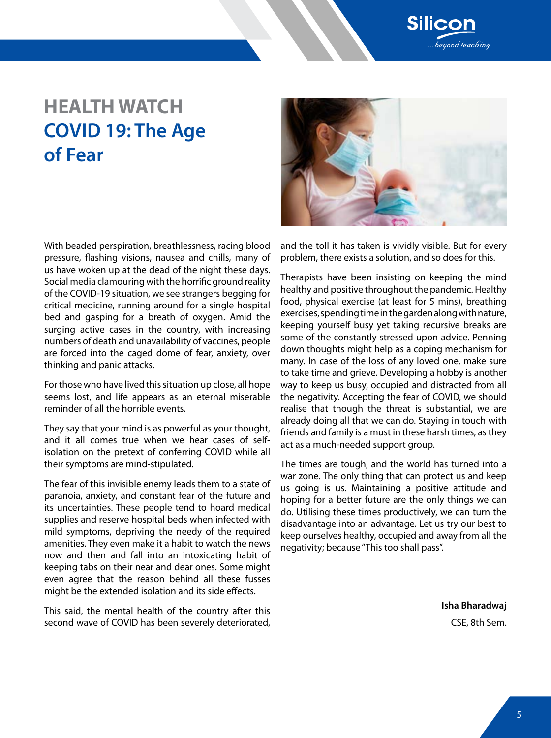# HEALTH WATCH

## COVID 19: The Age of Fear

With beaded perspiration, breathlessness, racing blood pressure, flashing visions, nausea and chills, many of us have woken up at the dead of the night these days. Social media clamouring with the horrific ground reality of the COVID-19 situation, we see strangers begging for critical medicine, running around for a single hospital bed and gasping for a breath of oxygen. Amid the surging active cases in the country, with increasing numbers of death and unavailability of vaccines, people are forced into the caged dome of fear, anxiety, over thinking and panic attacks.

For those who have lived this situation up close, all hope seems lost, and life appears as an eternal miserable reminder of all the horrible events.

They say that your mind is as powerful as your thought, and it all comes true when we hear cases of self-isolation on the pretext of conferring COVID while all their symptoms are mind-stipulated.

The fear of this invisible enemy leads them to a state of paranoia, anxiety, and constant fear of the future and its uncertainties. These people tend to hoard medical supplies and reserve hospital beds when infected with mild symptoms, depriving the needy of the required amenities. They even make it a habit to watch the news now and then and fall into an intoxicating habit of keeping tabs on their near and dear ones. Some might even agree that the reason behind all these fusses might be the extended isolation and its side effects.

This said, the mental health of the country after this second wave of COVID has been severely deteriorated, and the toll it has taken is vividly visible. But for every problem, there exists a solution, and so does for this.

Therapists have been insisting on keeping the mind healthy and positive throughout the pandemic. Healthy food, physical exercise (at least for 5 mins), breathing exercises, spending time in the garden along with nature, keeping yourself busy yet taking recursive breaks are some of the constantly stressed upon advice. Penning down thoughts might help as a coping mechanism for many. In case of the loss of any loved one, make sure to take time and grieve. Developing a hobby is another way to keep us busy, occupied and distracted from all the negativity. Accepting the fear of COVID, we should realise that though the threat is substantial, we are already doing all that we can do. Staying in touch with friends and family is a must in these harsh times, as they act as a much-needed support group.

The times are tough, and the world has turned into a war zone. The only thing that can protect us and keep us going is us. Maintaining a positive attitude and hoping for a better future are the only things we can do. Utilising these times productively, we can turn the disadvantage into an advantage. Let us try our best to keep ourselves healthy, occupied and away from all the negativity; because "This too shall pass".

**Isha Bharadwaj**

CSE, 8th Sem.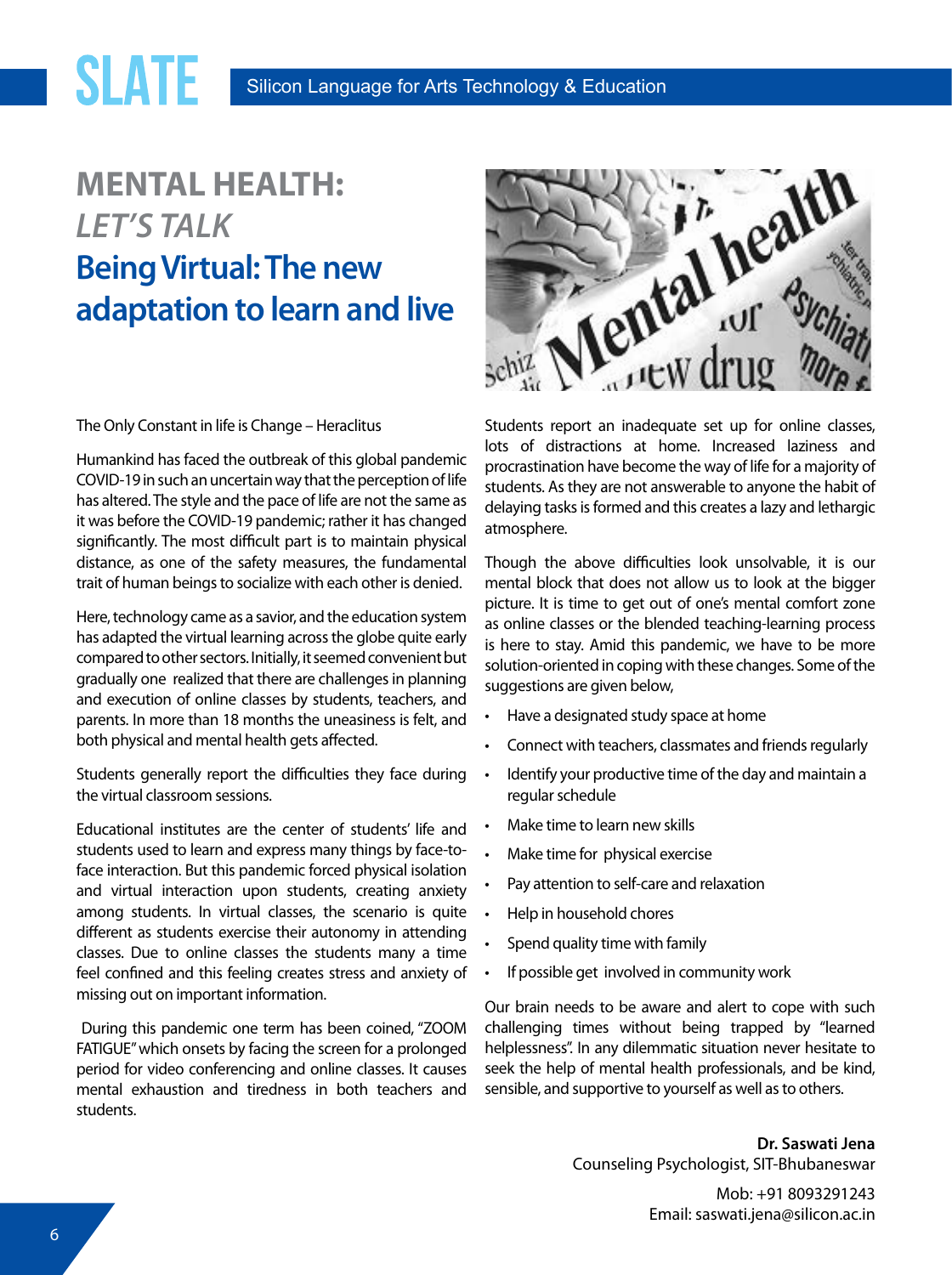# MENTAL HEALTH: *LET'S TALK*

## Being Virtual: The new adaptation to learn and live

The Only Constant in life is Change – Heraclitus

Humankind has faced the outbreak of this global pandemic COVID-19 in such an uncertain way that the perception of life has altered. The style and the pace of life are not the same as it was before the COVID-19 pandemic; rather it has changed significantly. The most difficult part is to maintain physical distance, as one of the safety measures, the fundamental trait of human beings to socialize with each other is denied.

Here, technology came as a savior, and the education system has adapted the virtual learning across the globe quite early compared to other sectors. Initially, it seemed convenient but gradually one realized that there are challenges in planning and execution of online classes by students, teachers, and parents. In more than 18 months the uneasiness is felt, and both physical and mental health gets affected.

Students generally report the difficulties they face during the virtual classroom sessions.

Educational institutes are the center of students' life and students used to learn and express many things by face-to-face interaction. But this pandemic forced physical isolation and virtual interaction upon students, creating anxiety among students. In virtual classes, the scenario is quite different as students exercise their autonomy in attending classes. Due to online classes the students many a time feel confined and this feeling creates stress and anxiety of missing out on important information.

During this pandemic one term has been coined, "ZOOM FATIGUE" which onsets by facing the screen for a prolonged period for video conferencing and online classes. It causes mental exhaustion and tiredness in both teachers and students.

Students report an inadequate set up for online classes, lots of distractions at home. Increased laziness and procrastination have become the way of life for a majority of students. As they are not answerable to anyone the habit of delaying tasks is formed and this creates a lazy and lethargic atmosphere.

Though the above difficulties look unsolvable, it is our mental block that does not allow us to look at the bigger picture. It is time to get out of one's mental comfort zone as online classes or the blended teaching-learning process is here to stay. Amid this pandemic, we have to be more solution-oriented in coping with these changes. Some of the suggestions are given below,

- Have a designated study space at home
- Connect with teachers, classmates and friends regularly
- Identify your productive time of the day and maintain a regular schedule
- Make time to learn new skills
- Make time for physical exercise
- Pay attention to self-care and relaxation
- Help in household chores
- Spend quality time with family
- If possible get involved in community work

Our brain needs to be aware and alert to cope with such challenging times without being trapped by "learned helplessness". In any dilemmatic situation never hesitate to seek the help of mental health professionals, and be kind, sensible, and supportive to yourself as well as to others.

**Dr. Saswati Jena**
Counseling Psychologist, SIT-Bhubaneswar

Mob: +91 8093291243
Email: saswati.jena@silicon.ac.in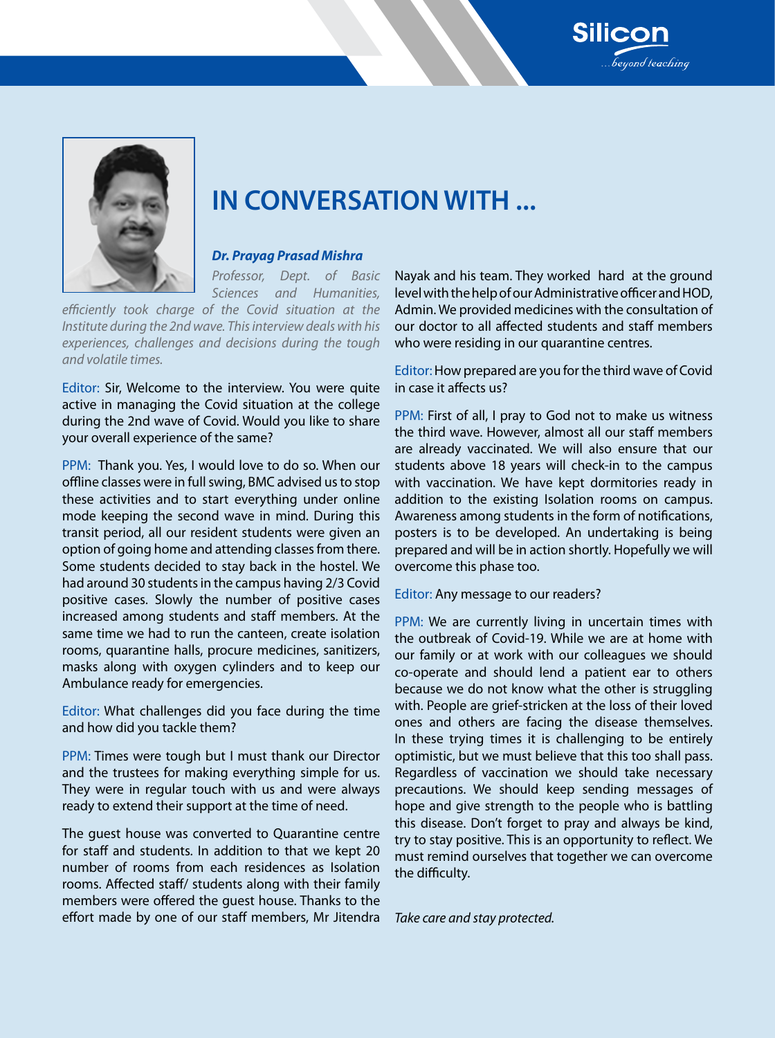# IN CONVERSATION WITH ...

***Dr. Prayag Prasad Mishra***

*Professor, Dept. of Basic Sciences and Humanities, efficiently took charge of the Covid situation at the Institute during the 2nd wave. This interview deals with his experiences, challenges and decisions during the tough and volatile times.*

Editor: Sir, Welcome to the interview. You were quite active in managing the Covid situation at the college during the 2nd wave of Covid. Would you like to share your overall experience of the same?

PPM: Thank you. Yes, I would love to do so. When our offline classes were in full swing, BMC advised us to stop these activities and to start everything under online mode keeping the second wave in mind. During this transit period, all our resident students were given an option of going home and attending classes from there. Some students decided to stay back in the hostel. We had around 30 students in the campus having 2/3 Covid positive cases. Slowly the number of positive cases increased among students and staff members. At the same time we had to run the canteen, create isolation rooms, quarantine halls, procure medicines, sanitizers, masks along with oxygen cylinders and to keep our Ambulance ready for emergencies.

Editor: What challenges did you face during the time and how did you tackle them?

PPM: Times were tough but I must thank our Director and the trustees for making everything simple for us. They were in regular touch with us and were always ready to extend their support at the time of need.

The guest house was converted to Quarantine centre for staff and students. In addition to that we kept 20 number of rooms from each residences as Isolation rooms. Affected staff/ students along with their family members were offered the guest house. Thanks to the effort made by one of our staff members, Mr Jitendra Nayak and his team. They worked hard at the ground level with the help of our Administrative officer and HOD, Admin. We provided medicines with the consultation of our doctor to all affected students and staff members who were residing in our quarantine centres.

Editor: How prepared are you for the third wave of Covid in case it affects us?

PPM: First of all, I pray to God not to make us witness the third wave. However, almost all our staff members are already vaccinated. We will also ensure that our students above 18 years will check-in to the campus with vaccination. We have kept dormitories ready in addition to the existing Isolation rooms on campus. Awareness among students in the form of notifications, posters is to be developed. An undertaking is being prepared and will be in action shortly. Hopefully we will overcome this phase too.

Editor: Any message to our readers?

PPM: We are currently living in uncertain times with the outbreak of Covid-19. While we are at home with our family or at work with our colleagues we should co-operate and should lend a patient ear to others because we do not know what the other is struggling with. People are grief-stricken at the loss of their loved ones and others are facing the disease themselves. In these trying times it is challenging to be entirely optimistic, but we must believe that this too shall pass. Regardless of vaccination we should take necessary precautions. We should keep sending messages of hope and give strength to the people who is battling this disease. Don't forget to pray and always be kind, try to stay positive. This is an opportunity to reflect. We must remind ourselves that together we can overcome the difficulty.

*Take care and stay protected.*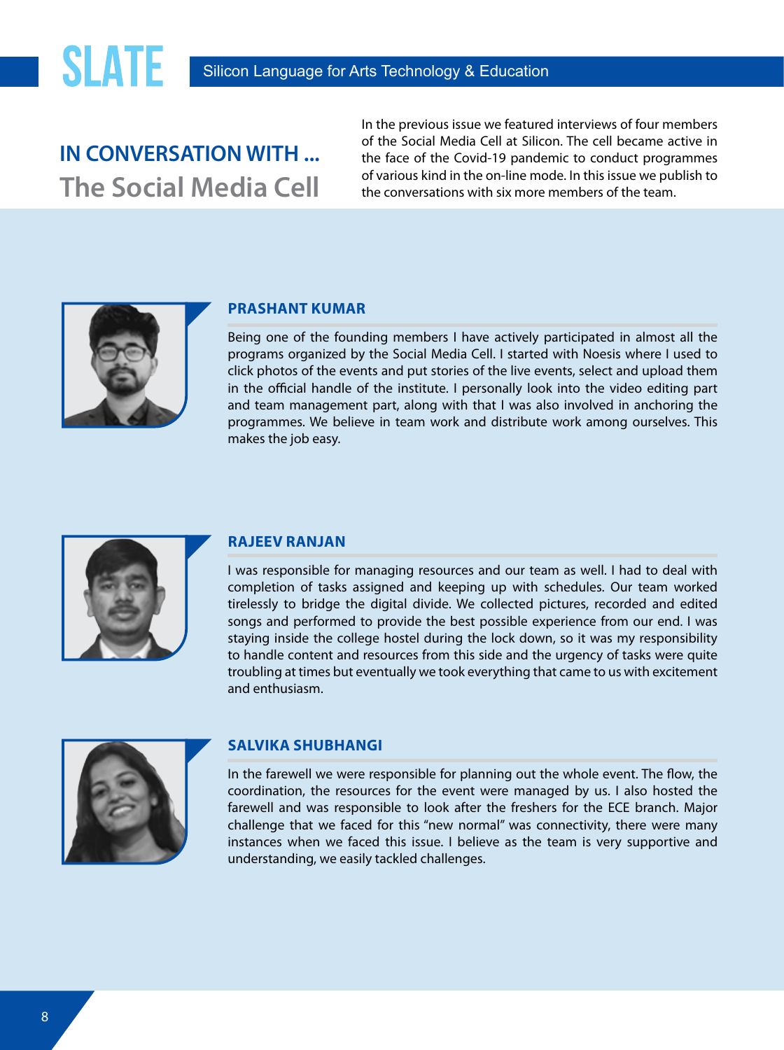## IN CONVERSATION WITH ...

## The Social Media Cell

In the previous issue we featured interviews of four members of the Social Media Cell at Silicon. The cell became active in the face of the Covid-19 pandemic to conduct programmes of various kind in the on-line mode. In this issue we publish to the conversations with six more members of the team.

### PRASHANT KUMAR

Being one of the founding members I have actively participated in almost all the programs organized by the Social Media Cell. I started with Noesis where I used to click photos of the events and put stories of the live events, select and upload them in the official handle of the institute. I personally look into the video editing part and team management part, along with that I was also involved in anchoring the programmes. We believe in team work and distribute work among ourselves. This makes the job easy.

### RAJEEV RANJAN

I was responsible for managing resources and our team as well. I had to deal with completion of tasks assigned and keeping up with schedules. Our team worked tirelessly to bridge the digital divide. We collected pictures, recorded and edited songs and performed to provide the best possible experience from our end. I was staying inside the college hostel during the lock down, so it was my responsibility to handle content and resources from this side and the urgency of tasks were quite troubling at times but eventually we took everything that came to us with excitement and enthusiasm.

### SALVIKA SHUBHANGI

In the farewell we were responsible for planning out the whole event. The flow, the coordination, the resources for the event were managed by us. I also hosted the farewell and was responsible to look after the freshers for the ECE branch. Major challenge that we faced for this "new normal" was connectivity, there were many instances when we faced this issue. I believe as the team is very supportive and understanding, we easily tackled challenges.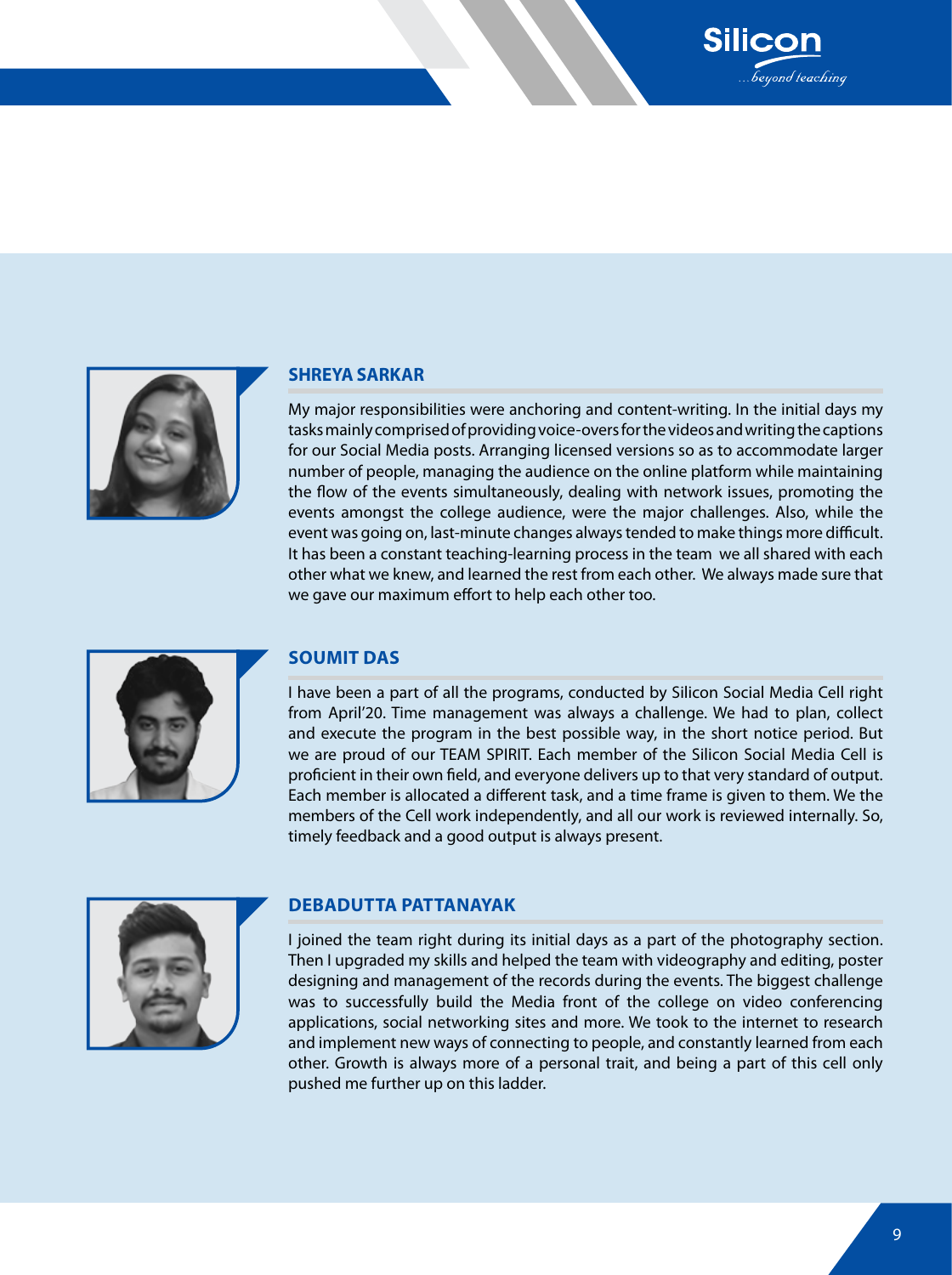### SHREYA SARKAR

My major responsibilities were anchoring and content-writing. In the initial days my tasks mainly comprised of providing voice-overs for the videos and writing the captions for our Social Media posts. Arranging licensed versions so as to accommodate larger number of people, managing the audience on the online platform while maintaining the flow of the events simultaneously, dealing with network issues, promoting the events amongst the college audience, were the major challenges. Also, while the event was going on, last-minute changes always tended to make things more difficult. It has been a constant teaching-learning process in the team we all shared with each other what we knew, and learned the rest from each other. We always made sure that we gave our maximum effort to help each other too.

### SOUMIT DAS

I have been a part of all the programs, conducted by Silicon Social Media Cell right from April'20. Time management was always a challenge. We had to plan, collect and execute the program in the best possible way, in the short notice period. But we are proud of our TEAM SPIRIT. Each member of the Silicon Social Media Cell is proficient in their own field, and everyone delivers up to that very standard of output. Each member is allocated a different task, and a time frame is given to them. We the members of the Cell work independently, and all our work is reviewed internally. So, timely feedback and a good output is always present.

### DEBADUTTA PATTANAYAK

I joined the team right during its initial days as a part of the photography section. Then I upgraded my skills and helped the team with videography and editing, poster designing and management of the records during the events. The biggest challenge was to successfully build the Media front of the college on video conferencing applications, social networking sites and more. We took to the internet to research and implement new ways of connecting to people, and constantly learned from each other. Growth is always more of a personal trait, and being a part of this cell only pushed me further up on this ladder.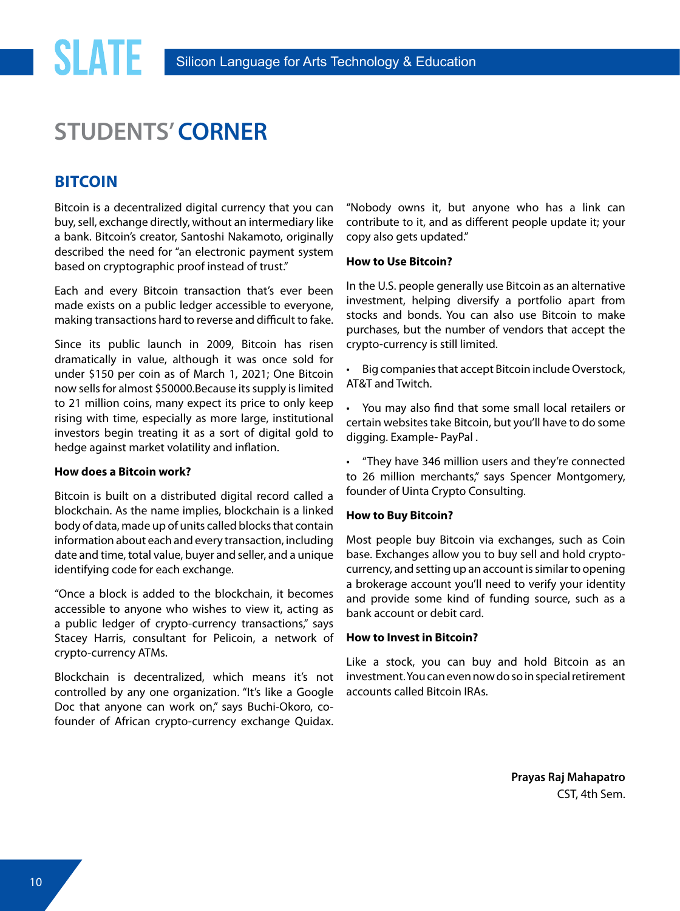# STUDENTS' CORNER

## BITCOIN

Bitcoin is a decentralized digital currency that you can buy, sell, exchange directly, without an intermediary like a bank. Bitcoin's creator, Santoshi Nakamoto, originally described the need for "an electronic payment system based on cryptographic proof instead of trust."

Each and every Bitcoin transaction that's ever been made exists on a public ledger accessible to everyone, making transactions hard to reverse and difficult to fake.

Since its public launch in 2009, Bitcoin has risen dramatically in value, although it was once sold for under $150 per coin as of March 1, 2021; One Bitcoin now sells for almost $50000.Because its supply is limited to 21 million coins, many expect its price to only keep rising with time, especially as more large, institutional investors begin treating it as a sort of digital gold to hedge against market volatility and inflation.

**How does a Bitcoin work?**

Bitcoin is built on a distributed digital record called a blockchain. As the name implies, blockchain is a linked body of data, made up of units called blocks that contain information about each and every transaction, including date and time, total value, buyer and seller, and a unique identifying code for each exchange.

"Once a block is added to the blockchain, it becomes accessible to anyone who wishes to view it, acting as a public ledger of crypto-currency transactions," says Stacey Harris, consultant for Pelicoin, a network of crypto-currency ATMs.

Blockchain is decentralized, which means it's not controlled by any one organization. "It's like a Google Doc that anyone can work on," says Buchi-Okoro, co-founder of African crypto-currency exchange Quidax. "Nobody owns it, but anyone who has a link can contribute to it, and as different people update it; your copy also gets updated."

**How to Use Bitcoin?**

In the U.S. people generally use Bitcoin as an alternative investment, helping diversify a portfolio apart from stocks and bonds. You can also use Bitcoin to make purchases, but the number of vendors that accept the crypto-currency is still limited.

- Big companies that accept Bitcoin include Overstock, AT&T and Twitch.
- You may also find that some small local retailers or certain websites take Bitcoin, but you'll have to do some digging. Example- PayPal .
- "They have 346 million users and they're connected to 26 million merchants," says Spencer Montgomery, founder of Uinta Crypto Consulting.

**How to Buy Bitcoin?**

Most people buy Bitcoin via exchanges, such as Coin base. Exchanges allow you to buy sell and hold crypto-currency, and setting up an account is similar to opening a brokerage account you'll need to verify your identity and provide some kind of funding source, such as a bank account or debit card.

**How to Invest in Bitcoin?**

Like a stock, you can buy and hold Bitcoin as an investment. You can even now do so in special retirement accounts called Bitcoin IRAs.

**Prayas Raj Mahapatro**
CST, 4th Sem.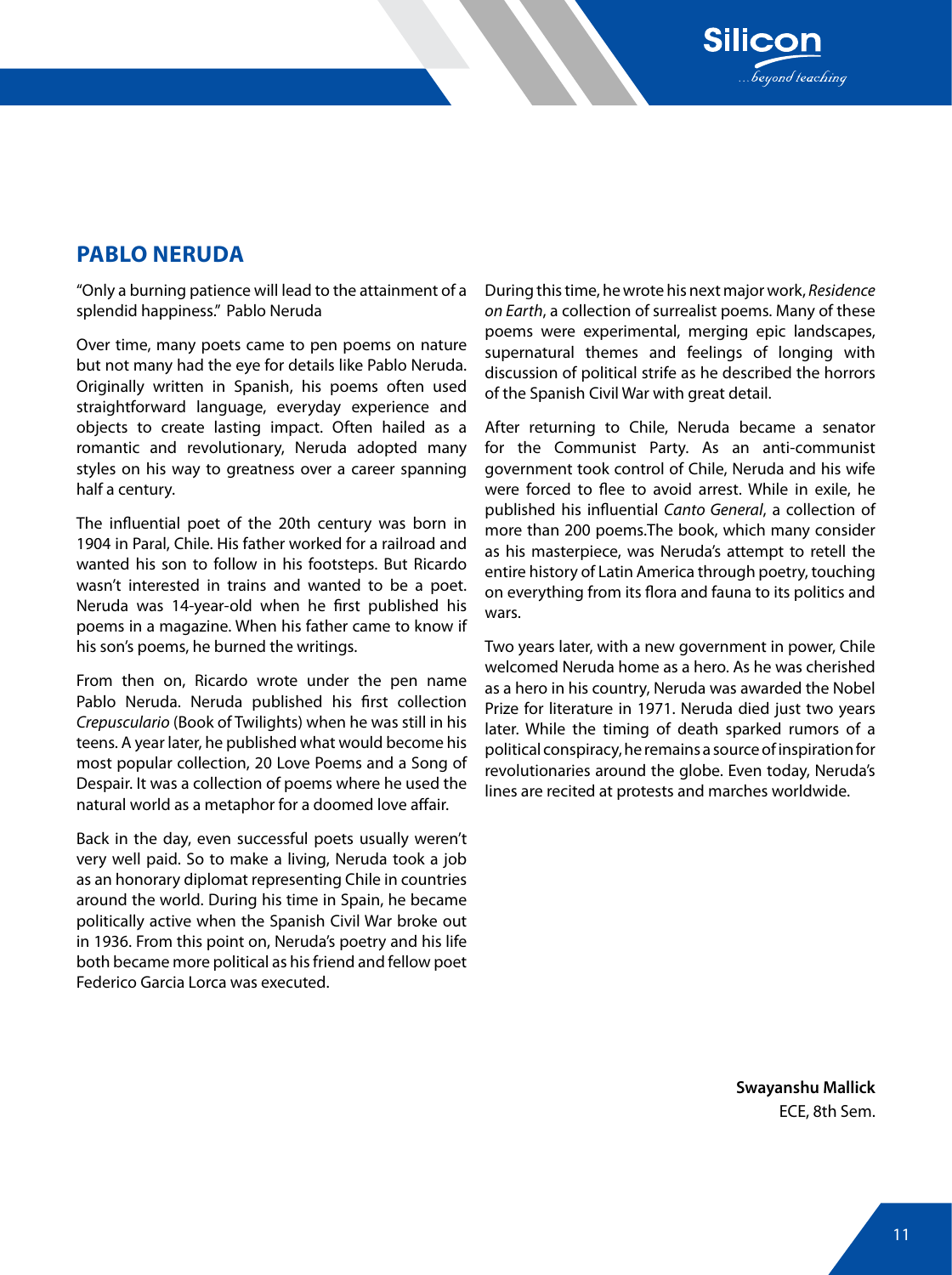## PABLO NERUDA

"Only a burning patience will lead to the attainment of a splendid happiness." Pablo Neruda

Over time, many poets came to pen poems on nature but not many had the eye for details like Pablo Neruda. Originally written in Spanish, his poems often used straightforward language, everyday experience and objects to create lasting impact. Often hailed as a romantic and revolutionary, Neruda adopted many styles on his way to greatness over a career spanning half a century.

The influential poet of the 20th century was born in 1904 in Paral, Chile. His father worked for a railroad and wanted his son to follow in his footsteps. But Ricardo wasn't interested in trains and wanted to be a poet. Neruda was 14-year-old when he first published his poems in a magazine. When his father came to know if his son's poems, he burned the writings.

From then on, Ricardo wrote under the pen name Pablo Neruda. Neruda published his first collection *Crepusculario* (Book of Twilights) when he was still in his teens. A year later, he published what would become his most popular collection, 20 Love Poems and a Song of Despair. It was a collection of poems where he used the natural world as a metaphor for a doomed love affair.

Back in the day, even successful poets usually weren't very well paid. So to make a living, Neruda took a job as an honorary diplomat representing Chile in countries around the world. During his time in Spain, he became politically active when the Spanish Civil War broke out in 1936. From this point on, Neruda's poetry and his life both became more political as his friend and fellow poet Federico Garcia Lorca was executed.

During this time, he wrote his next major work, *Residence on Earth*, a collection of surrealist poems. Many of these poems were experimental, merging epic landscapes, supernatural themes and feelings of longing with discussion of political strife as he described the horrors of the Spanish Civil War with great detail.

After returning to Chile, Neruda became a senator for the Communist Party. As an anti-communist government took control of Chile, Neruda and his wife were forced to flee to avoid arrest. While in exile, he published his influential *Canto General*, a collection of more than 200 poems.The book, which many consider as his masterpiece, was Neruda's attempt to retell the entire history of Latin America through poetry, touching on everything from its flora and fauna to its politics and wars.

Two years later, with a new government in power, Chile welcomed Neruda home as a hero. As he was cherished as a hero in his country, Neruda was awarded the Nobel Prize for literature in 1971. Neruda died just two years later. While the timing of death sparked rumors of a political conspiracy, he remains a source of inspiration for revolutionaries around the globe. Even today, Neruda's lines are recited at protests and marches worldwide.

**Swayanshu Mallick**
ECE, 8th Sem.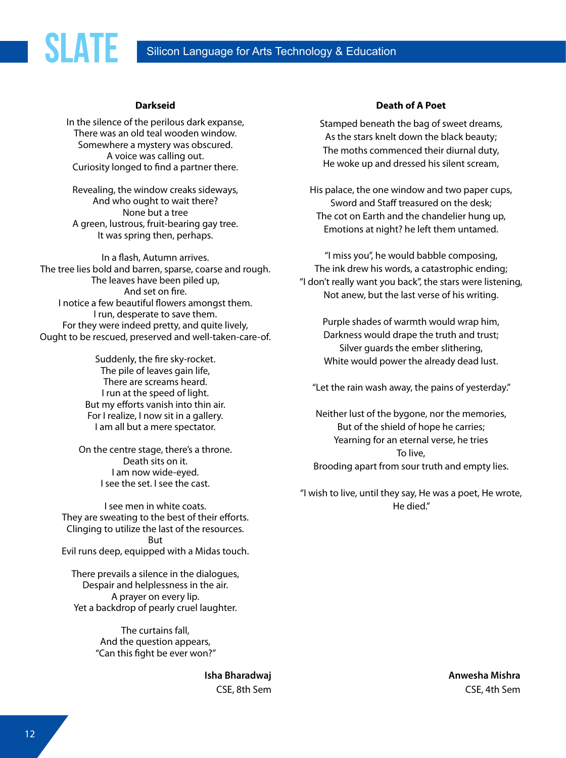## Darkseid

In the silence of the perilous dark expanse,
There was an old teal wooden window.
Somewhere a mystery was obscured.
A voice was calling out.
Curiosity longed to find a partner there.

Revealing, the window creaks sideways,
And who ought to wait there?
None but a tree
A green, lustrous, fruit-bearing gay tree.
It was spring then, perhaps.

In a flash, Autumn arrives.
The tree lies bold and barren, sparse, coarse and rough.
The leaves have been piled up,
And set on fire.
I notice a few beautiful flowers amongst them.
I run, desperate to save them.
For they were indeed pretty, and quite lively,
Ought to be rescued, preserved and well-taken-care-of.

Suddenly, the fire sky-rocket.
The pile of leaves gain life,
There are screams heard.
I run at the speed of light.
But my efforts vanish into thin air.
For I realize, I now sit in a gallery.
I am all but a mere spectator.

On the centre stage, there's a throne.
Death sits on it.
I am now wide-eyed.
I see the set. I see the cast.

I see men in white coats.
They are sweating to the best of their efforts.
Clinging to utilize the last of the resources.
But
Evil runs deep, equipped with a Midas touch.

There prevails a silence in the dialogues,
Despair and helplessness in the air.
A prayer on every lip.
Yet a backdrop of pearly cruel laughter.

The curtains fall,
And the question appears,
"Can this fight be ever won?"

**Isha Bharadwaj**
CSE, 8th Sem

## Death of A Poet

Stamped beneath the bag of sweet dreams,
As the stars knelt down the black beauty;
The moths commenced their diurnal duty,
He woke up and dressed his silent scream,

His palace, the one window and two paper cups,
Sword and Staff treasured on the desk;
The cot on Earth and the chandelier hung up,
Emotions at night? he left them untamed.

"I miss you", he would babble composing,
The ink drew his words, a catastrophic ending;
"I don't really want you back", the stars were listening,
Not anew, but the last verse of his writing.

Purple shades of warmth would wrap him,
Darkness would drape the truth and trust;
Silver guards the ember slithering,
White would power the already dead lust.

"Let the rain wash away, the pains of yesterday."

Neither lust of the bygone, nor the memories,
But of the shield of hope he carries;
Yearning for an eternal verse, he tries
To live,
Brooding apart from sour truth and empty lies.

"I wish to live, until they say, He was a poet, He wrote,
He died."

**Anwesha Mishra**
CSE, 4th Sem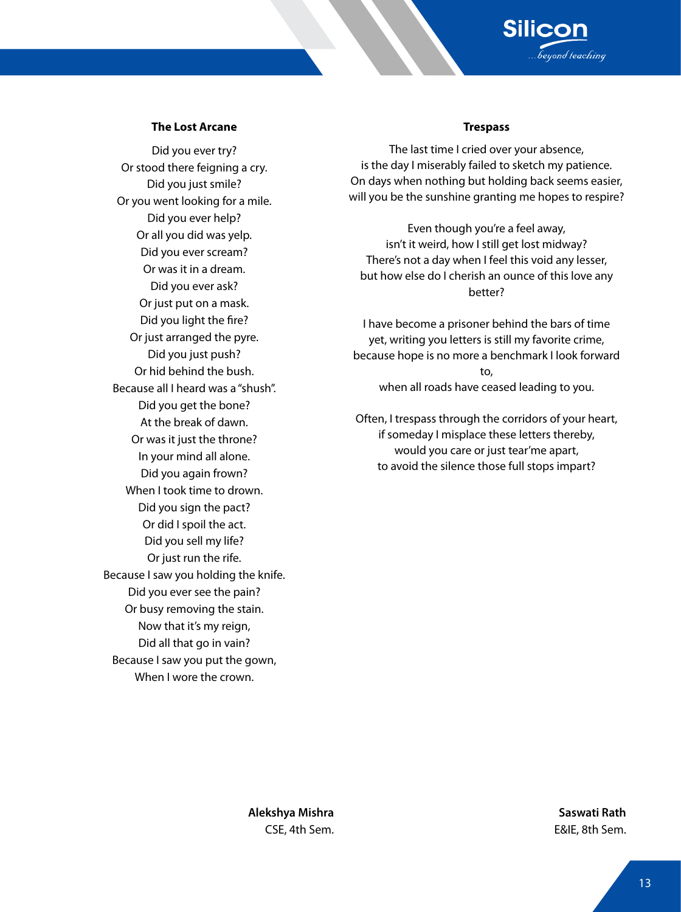## The Lost Arcane

Did you ever try?
Or stood there feigning a cry.
Did you just smile?
Or you went looking for a mile.
Did you ever help?
Or all you did was yelp.
Did you ever scream?
Or was it in a dream.
Did you ever ask?
Or just put on a mask.
Did you light the fire?
Or just arranged the pyre.
Did you just push?
Or hid behind the bush.
Because all I heard was a "shush".
Did you get the bone?
At the break of dawn.
Or was it just the throne?
In your mind all alone.
Did you again frown?
When I took time to drown.
Did you sign the pact?
Or did I spoil the act.
Did you sell my life?
Or just run the rife.
Because I saw you holding the knife.
Did you ever see the pain?
Or busy removing the stain.
Now that it's my reign,
Did all that go in vain?
Because I saw you put the gown,
When I wore the crown.

**Alekshya Mishra**
CSE, 4th Sem.

## Trespass

The last time I cried over your absence,
is the day I miserably failed to sketch my patience.
On days when nothing but holding back seems easier,
will you be the sunshine granting me hopes to respire?

Even though you're a feel away,
isn't it weird, how I still get lost midway?
There's not a day when I feel this void any lesser,
but how else do I cherish an ounce of this love any better?

I have become a prisoner behind the bars of time
yet, writing you letters is still my favorite crime,
because hope is no more a benchmark I look forward to,
when all roads have ceased leading to you.

Often, I trespass through the corridors of your heart,
if someday I misplace these letters thereby,
would you care or just tear'me apart,
to avoid the silence those full stops impart?

**Saswati Rath**
E&IE, 8th Sem.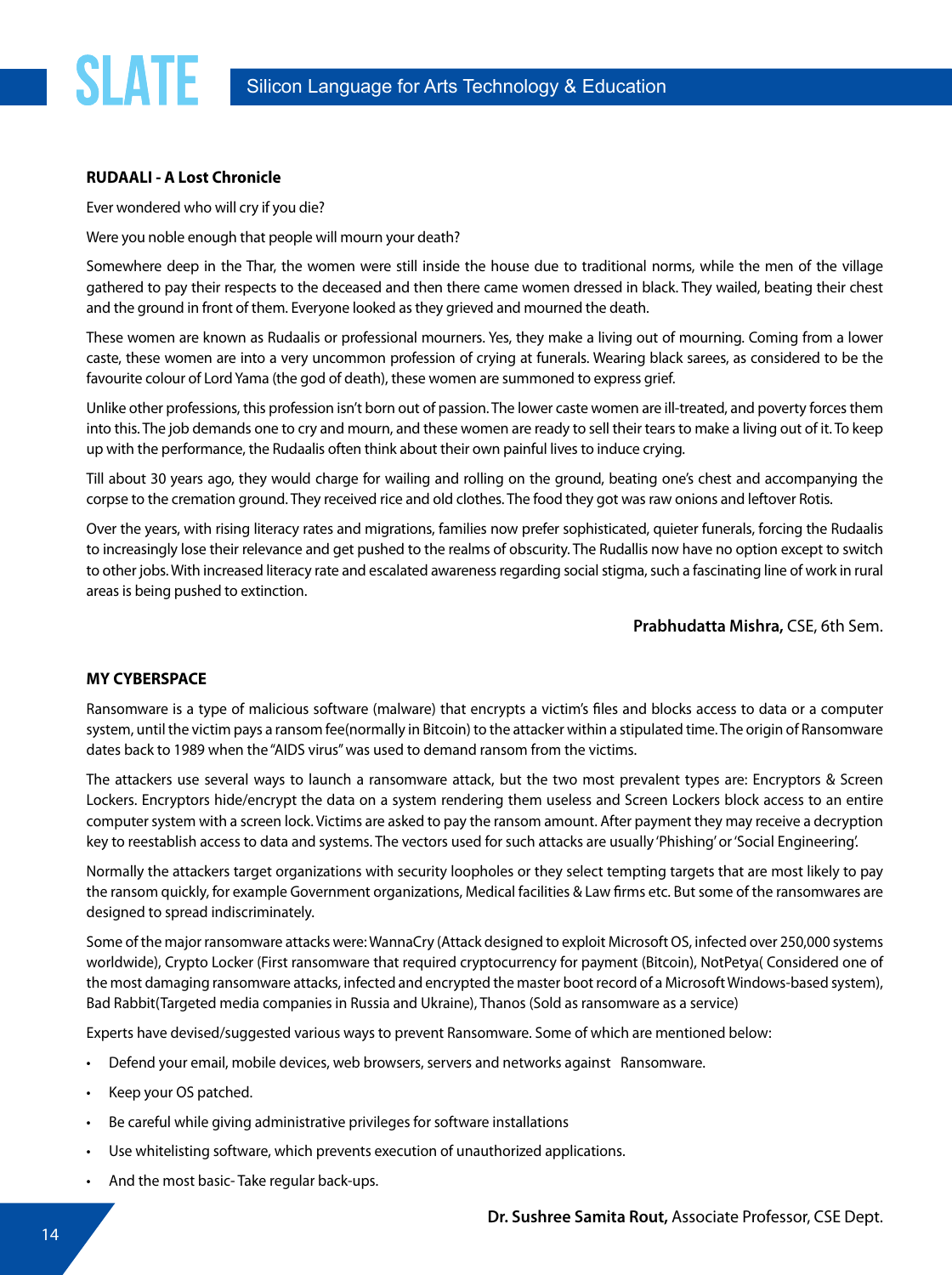## RUDAALI - A Lost Chronicle

Ever wondered who will cry if you die?

Were you noble enough that people will mourn your death?

Somewhere deep in the Thar, the women were still inside the house due to traditional norms, while the men of the village gathered to pay their respects to the deceased and then there came women dressed in black. They wailed, beating their chest and the ground in front of them. Everyone looked as they grieved and mourned the death.

These women are known as Rudaalis or professional mourners. Yes, they make a living out of mourning. Coming from a lower caste, these women are into a very uncommon profession of crying at funerals. Wearing black sarees, as considered to be the favourite colour of Lord Yama (the god of death), these women are summoned to express grief.

Unlike other professions, this profession isn't born out of passion. The lower caste women are ill-treated, and poverty forces them into this. The job demands one to cry and mourn, and these women are ready to sell their tears to make a living out of it. To keep up with the performance, the Rudaalis often think about their own painful lives to induce crying.

Till about 30 years ago, they would charge for wailing and rolling on the ground, beating one's chest and accompanying the corpse to the cremation ground. They received rice and old clothes. The food they got was raw onions and leftover Rotis.

Over the years, with rising literacy rates and migrations, families now prefer sophisticated, quieter funerals, forcing the Rudaalis to increasingly lose their relevance and get pushed to the realms of obscurity. The Rudallis now have no option except to switch to other jobs. With increased literacy rate and escalated awareness regarding social stigma, such a fascinating line of work in rural areas is being pushed to extinction.

**Prabhudatta Mishra,** CSE, 6th Sem.

## MY CYBERSPACE

Ransomware is a type of malicious software (malware) that encrypts a victim's files and blocks access to data or a computer system, until the victim pays a ransom fee(normally in Bitcoin) to the attacker within a stipulated time. The origin of Ransomware dates back to 1989 when the "AIDS virus" was used to demand ransom from the victims.

The attackers use several ways to launch a ransomware attack, but the two most prevalent types are: Encryptors & Screen Lockers. Encryptors hide/encrypt the data on a system rendering them useless and Screen Lockers block access to an entire computer system with a screen lock. Victims are asked to pay the ransom amount. After payment they may receive a decryption key to reestablish access to data and systems. The vectors used for such attacks are usually 'Phishing' or 'Social Engineering'.

Normally the attackers target organizations with security loopholes or they select tempting targets that are most likely to pay the ransom quickly, for example Government organizations, Medical facilities & Law firms etc. But some of the ransomwares are designed to spread indiscriminately.

Some of the major ransomware attacks were: WannaCry (Attack designed to exploit Microsoft OS, infected over 250,000 systems worldwide), Crypto Locker (First ransomware that required cryptocurrency for payment (Bitcoin), NotPetya( Considered one of the most damaging ransomware attacks, infected and encrypted the master boot record of a Microsoft Windows-based system), Bad Rabbit(Targeted media companies in Russia and Ukraine), Thanos (Sold as ransomware as a service)

Experts have devised/suggested various ways to prevent Ransomware. Some of which are mentioned below:

- Defend your email, mobile devices, web browsers, servers and networks against Ransomware.
- Keep your OS patched.
- Be careful while giving administrative privileges for software installations
- Use whitelisting software, which prevents execution of unauthorized applications.
- And the most basic- Take regular back-ups.

**Dr. Sushree Samita Rout,** Associate Professor, CSE Dept.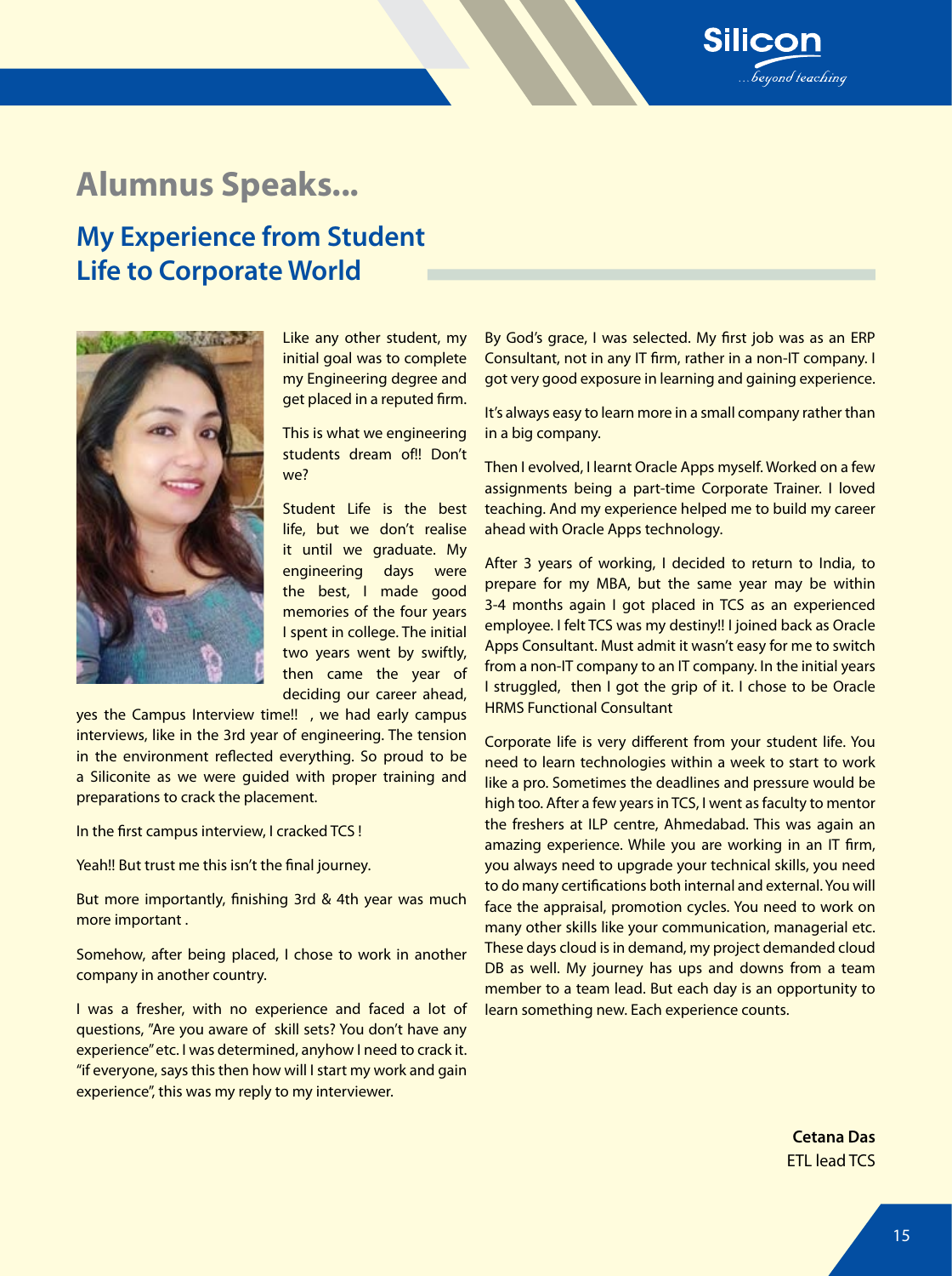# Alumnus Speaks...

## My Experience from Student Life to Corporate World

Like any other student, my initial goal was to complete my Engineering degree and get placed in a reputed firm.

This is what we engineering students dream of!! Don't we?

Student Life is the best life, but we don't realise it until we graduate. My engineering days were the best, I made good memories of the four years I spent in college. The initial two years went by swiftly, then came the year of deciding our career ahead, yes the Campus Interview time!! , we had early campus interviews, like in the 3rd year of engineering. The tension in the environment reflected everything. So proud to be a Siliconite as we were guided with proper training and preparations to crack the placement.

In the first campus interview, I cracked TCS !

Yeah!! But trust me this isn't the final journey.

But more importantly, finishing 3rd & 4th year was much more important .

Somehow, after being placed, I chose to work in another company in another country.

I was a fresher, with no experience and faced a lot of questions, "Are you aware of skill sets? You don't have any experience" etc. I was determined, anyhow I need to crack it. "if everyone, says this then how will I start my work and gain experience", this was my reply to my interviewer.

By God's grace, I was selected. My first job was as an ERP Consultant, not in any IT firm, rather in a non-IT company. I got very good exposure in learning and gaining experience.

It's always easy to learn more in a small company rather than in a big company.

Then I evolved, I learnt Oracle Apps myself. Worked on a few assignments being a part-time Corporate Trainer. I loved teaching. And my experience helped me to build my career ahead with Oracle Apps technology.

After 3 years of working, I decided to return to India, to prepare for my MBA, but the same year may be within 3-4 months again I got placed in TCS as an experienced employee. I felt TCS was my destiny!! I joined back as Oracle Apps Consultant. Must admit it wasn't easy for me to switch from a non-IT company to an IT company. In the initial years I struggled, then I got the grip of it. I chose to be Oracle HRMS Functional Consultant

Corporate life is very different from your student life. You need to learn technologies within a week to start to work like a pro. Sometimes the deadlines and pressure would be high too. After a few years in TCS, I went as faculty to mentor the freshers at ILP centre, Ahmedabad. This was again an amazing experience. While you are working in an IT firm, you always need to upgrade your technical skills, you need to do many certifications both internal and external. You will face the appraisal, promotion cycles. You need to work on many other skills like your communication, managerial etc. These days cloud is in demand, my project demanded cloud DB as well. My journey has ups and downs from a team member to a team lead. But each day is an opportunity to learn something new. Each experience counts.

**Cetana Das**
ETL lead TCS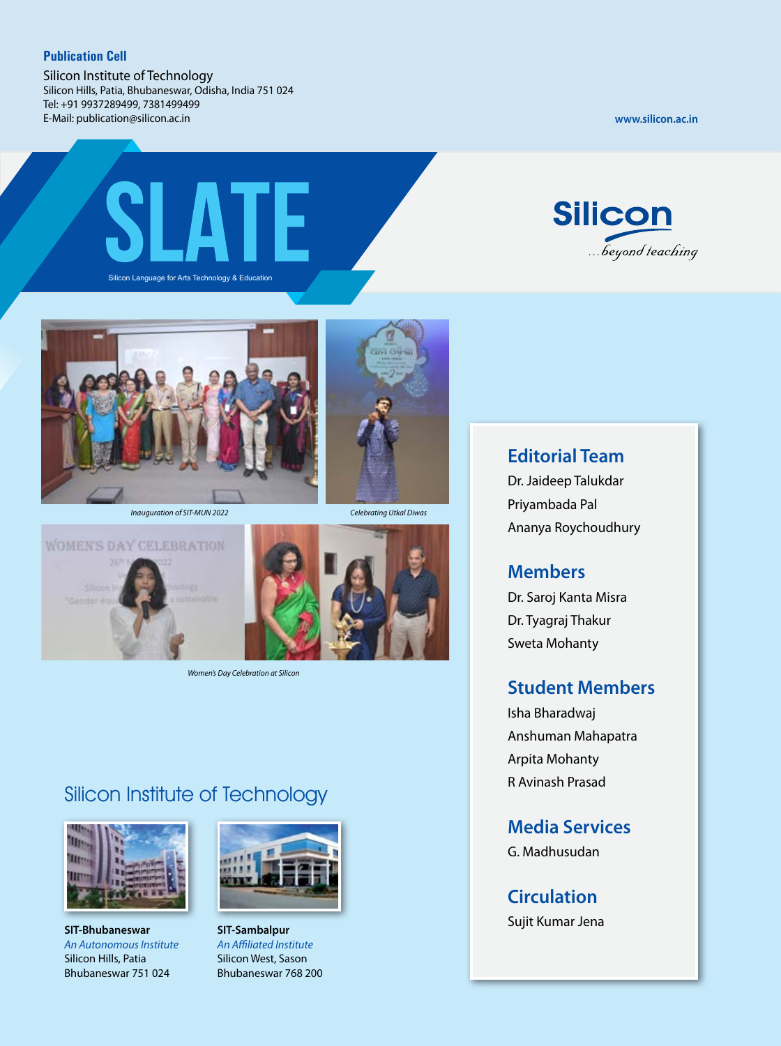**Publication Cell**

Silicon Institute of Technology
Silicon Hills, Patia, Bhubaneswar, Odisha, India 751 024
Tel: +91 9937289499, 7381499499
E-Mail: publication@silicon.ac.in

www.silicon.ac.in

# SLATE

Silicon Language for Arts Technology & Education

Silicon
...beyond teaching

*Inauguration of SIT-MUN 2022*

*Celebrating Utkal Diwas*

*Women's Day Celebration at Silicon*

## Editorial Team

Dr. Jaideep Talukdar
Priyambada Pal
Ananya Roychoudhury

## Members

Dr. Saroj Kanta Misra
Dr. Tyagraj Thakur
Sweta Mohanty

## Student Members

Isha Bharadwaj
Anshuman Mahapatra
Arpita Mohanty
R Avinash Prasad

## Media Services

G. Madhusudan

## Circulation

Sujit Kumar Jena

## Silicon Institute of Technology

**SIT-Bhubaneswar**
*An Autonomous Institute*
Silicon Hills, Patia
Bhubaneswar 751 024

**SIT-Sambalpur**
*An Affiliated Institute*
Silicon West, Sason
Bhubaneswar 768 200